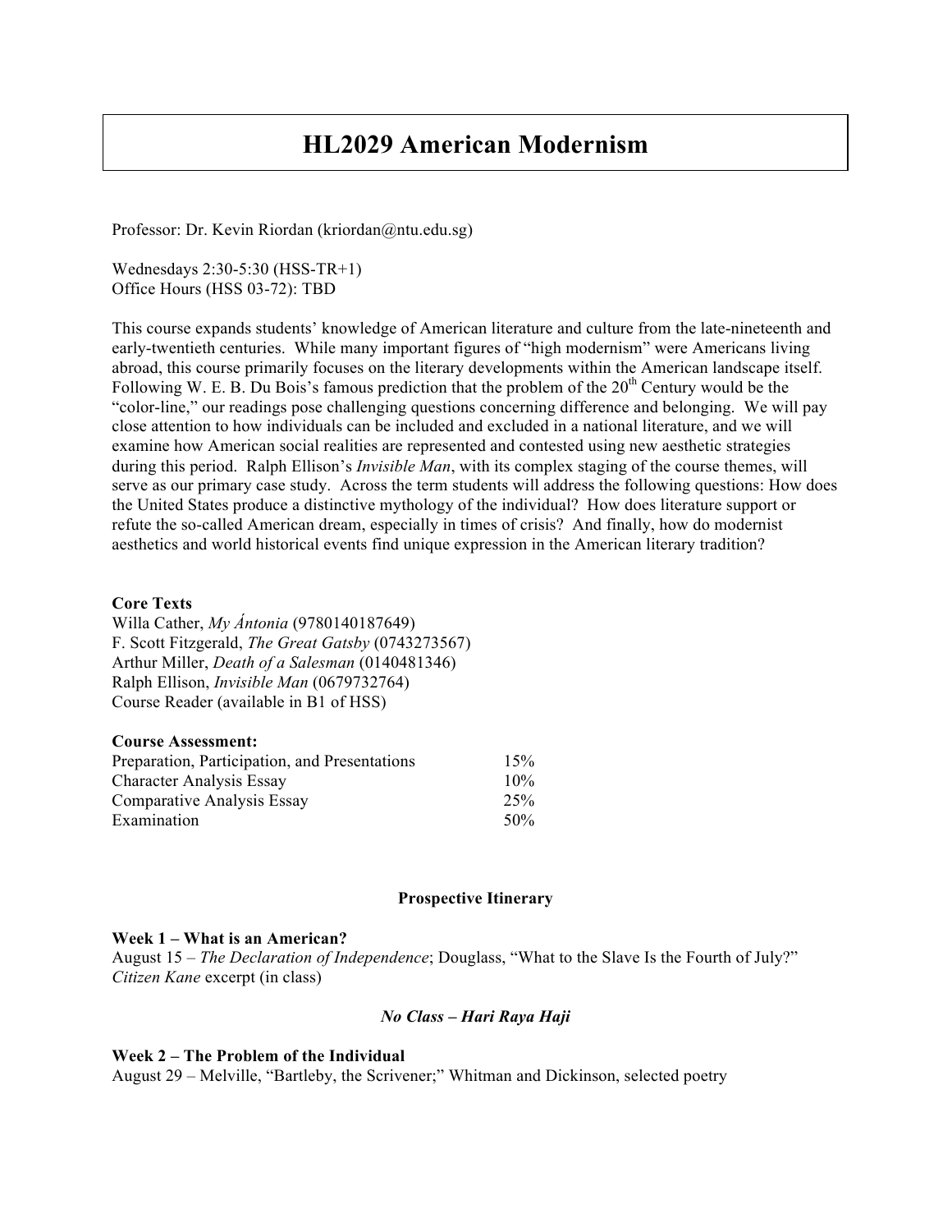# HL2029 American Modernism

Professor: Dr. Kevin Riordan (kriordan@ntu.edu.sg)

Wednesdays 2:30-5:30 (HSS-TR+1)
Office Hours (HSS 03-72): TBD

This course expands students' knowledge of American literature and culture from the late-nineteenth and early-twentieth centuries. While many important figures of "high modernism" were Americans living abroad, this course primarily focuses on the literary developments within the American landscape itself. Following W. E. B. Du Bois's famous prediction that the problem of the 20th Century would be the "color-line," our readings pose challenging questions concerning difference and belonging. We will pay close attention to how individuals can be included and excluded in a national literature, and we will examine how American social realities are represented and contested using new aesthetic strategies during this period. Ralph Ellison's *Invisible Man*, with its complex staging of the course themes, will serve as our primary case study. Across the term students will address the following questions: How does the United States produce a distinctive mythology of the individual? How does literature support or refute the so-called American dream, especially in times of crisis? And finally, how do modernist aesthetics and world historical events find unique expression in the American literary tradition?

**Core Texts**
Willa Cather, *My Ántonia* (9780140187649)
F. Scott Fitzgerald, *The Great Gatsby* (0743273567)
Arthur Miller, *Death of a Salesman* (0140481346)
Ralph Ellison, *Invisible Man* (0679732764)
Course Reader (available in B1 of HSS)

**Course Assessment:**

| | |
|---|---|
| Preparation, Participation, and Presentations | 15% |
| Character Analysis Essay | 10% |
| Comparative Analysis Essay | 25% |
| Examination | 50% |

**Prospective Itinerary**

**Week 1 – What is an American?**
August 15 – *The Declaration of Independence*; Douglass, "What to the Slave Is the Fourth of July?"
*Citizen Kane* excerpt (in class)

*No Class – Hari Raya Haji*

**Week 2 – The Problem of the Individual**
August 29 – Melville, "Bartleby, the Scrivener;" Whitman and Dickinson, selected poetry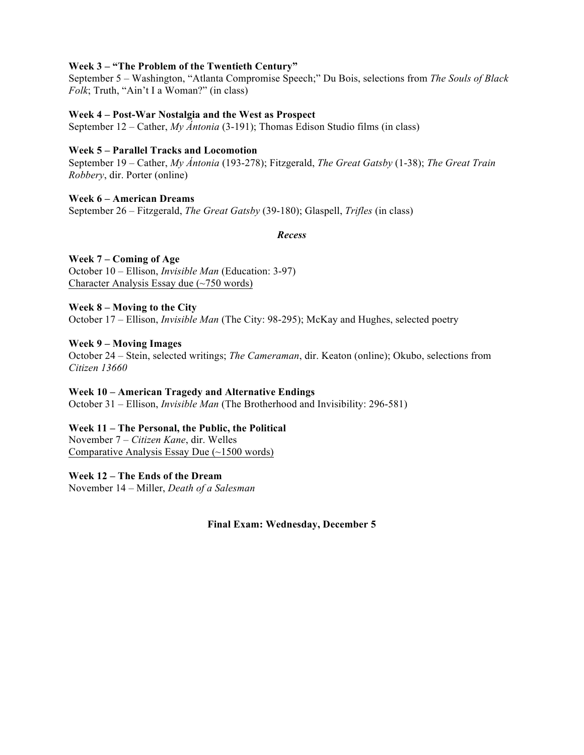**Week 3 – "The Problem of the Twentieth Century"**
September 5 – Washington, "Atlanta Compromise Speech;" Du Bois, selections from *The Souls of Black Folk*; Truth, "Ain't I a Woman?" (in class)

**Week 4 – Post-War Nostalgia and the West as Prospect**
September 12 – Cather, *My Ántonia* (3-191); Thomas Edison Studio films (in class)

**Week 5 – Parallel Tracks and Locomotion**
September 19 – Cather, *My Ántonia* (193-278); Fitzgerald, *The Great Gatsby* (1-38); *The Great Train Robbery*, dir. Porter (online)

**Week 6 – American Dreams**
September 26 – Fitzgerald, *The Great Gatsby* (39-180); Glaspell, *Trifles* (in class)

***Recess***

**Week 7 – Coming of Age**
October 10 – Ellison, *Invisible Man* (Education: 3-97)
<u>Character Analysis Essay due (~750 words)</u>

**Week 8 – Moving to the City**
October 17 – Ellison, *Invisible Man* (The City: 98-295); McKay and Hughes, selected poetry

**Week 9 – Moving Images**
October 24 – Stein, selected writings; *The Cameraman*, dir. Keaton (online); Okubo, selections from *Citizen 13660*

**Week 10 – American Tragedy and Alternative Endings**
October 31 – Ellison, *Invisible Man* (The Brotherhood and Invisibility: 296-581)

**Week 11 – The Personal, the Public, the Political**
November 7 – *Citizen Kane*, dir. Welles
<u>Comparative Analysis Essay Due (~1500 words)</u>

**Week 12 – The Ends of the Dream**
November 14 – Miller, *Death of a Salesman*

**Final Exam: Wednesday, December 5**